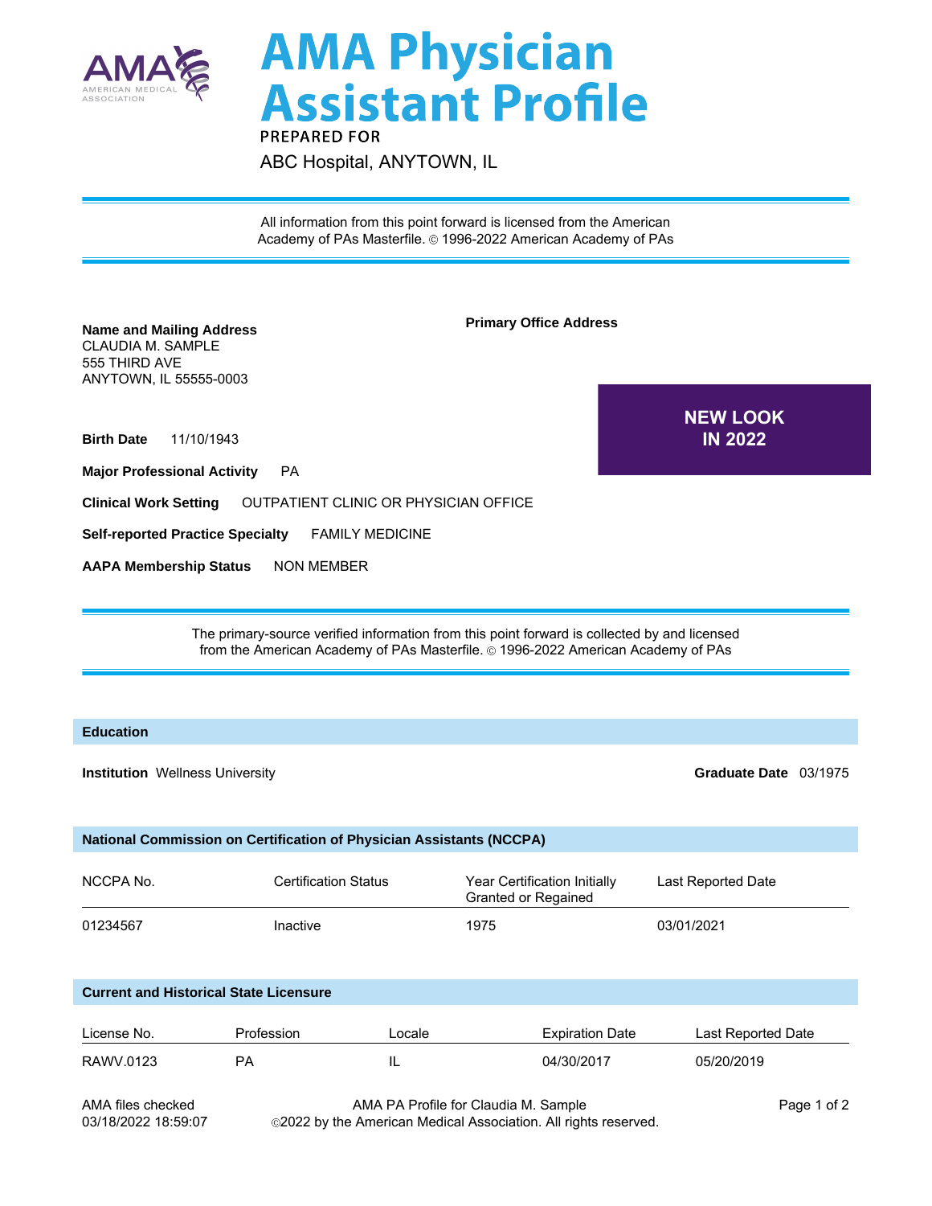# AMA Physician Assistant Profile

PREPARED FOR

ABC Hospital, ANYTOWN, IL

All information from this point forward is licensed from the American Academy of PAs Masterfile. © 1996-2022 American Academy of PAs

**Name and Mailing Address**
CLAUDIA M. SAMPLE
555 THIRD AVE
ANYTOWN, IL 55555-0003

**Primary Office Address**

**NEW LOOK IN 2022**

**Birth Date** 11/10/1943

**Major Professional Activity** PA

**Clinical Work Setting** OUTPATIENT CLINIC OR PHYSICIAN OFFICE

**Self-reported Practice Specialty** FAMILY MEDICINE

**AAPA Membership Status** NON MEMBER

The primary-source verified information from this point forward is collected by and licensed from the American Academy of PAs Masterfile. © 1996-2022 American Academy of PAs

## Education

**Institution** Wellness University

**Graduate Date** 03/1975

## National Commission on Certification of Physician Assistants (NCCPA)

| NCCPA No. | Certification Status | Year Certification Initially Granted or Regained | Last Reported Date |
|---|---|---|---|
| 01234567 | Inactive | 1975 | 03/01/2021 |

## Current and Historical State Licensure

| License No. | Profession | Locale | Expiration Date | Last Reported Date |
|---|---|---|---|---|
| RAWV.0123 | PA | IL | 04/30/2017 | 05/20/2019 |

AMA files checked
03/18/2022 18:59:07

AMA PA Profile for Claudia M. Sample
©2022 by the American Medical Association. All rights reserved.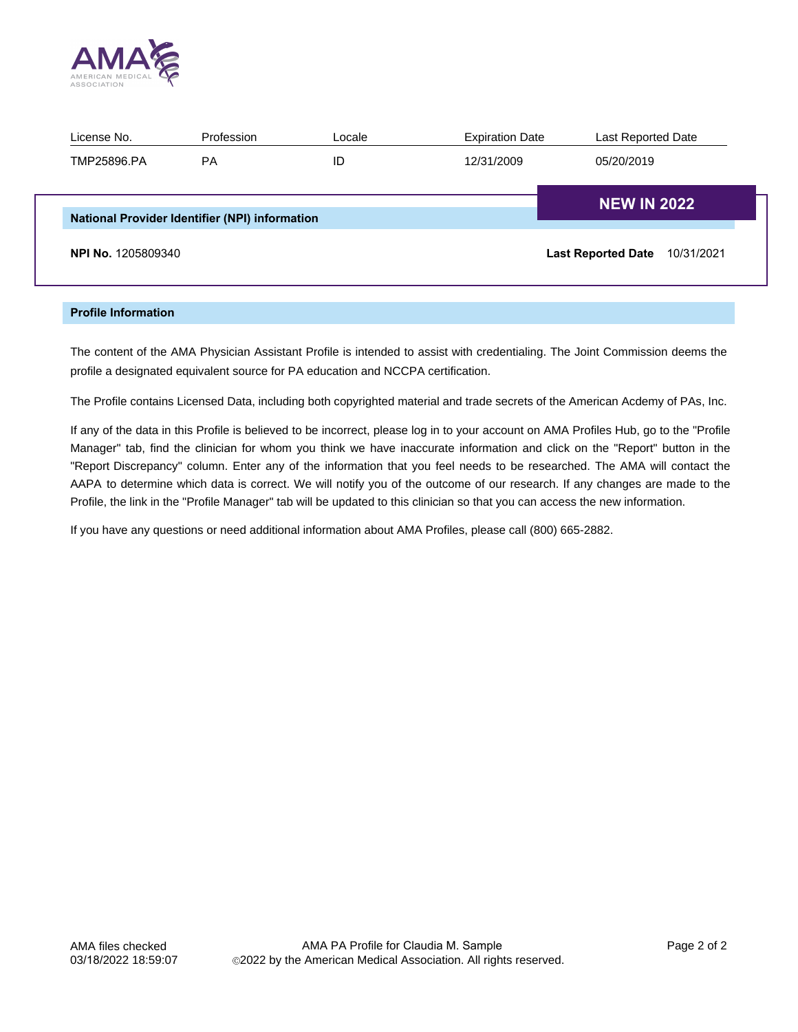| License No. | Profession | Locale | Expiration Date | Last Reported Date |
|---|---|---|---|---|
| TMP25896.PA | PA | ID | 12/31/2009 | 05/20/2019 |

**NEW IN 2022**

## National Provider Identifier (NPI) information

**NPI No.** 1205809340

**Last Reported Date** 10/31/2021

## Profile Information

The content of the AMA Physician Assistant Profile is intended to assist with credentialing. The Joint Commission deems the profile a designated equivalent source for PA education and NCCPA certification.

The Profile contains Licensed Data, including both copyrighted material and trade secrets of the American Acedemy of PAs, Inc.

If any of the data in this Profile is believed to be incorrect, please log in to your account on AMA Profiles Hub, go to the "Profile Manager" tab, find the clinician for whom you think we have inaccurate information and click on the "Report" button in the "Report Discrepancy" column. Enter any of the information that you feel needs to be researched. The AMA will contact the AAPA to determine which data is correct. We will notify you of the outcome of our research. If any changes are made to the Profile, the link in the "Profile Manager" tab will be updated to this clinician so that you can access the new information.

If you have any questions or need additional information about AMA Profiles, please call (800) 665-2882.

AMA files checked
03/18/2022 18:59:07

AMA PA Profile for Claudia M. Sample
©2022 by the American Medical Association. All rights reserved.